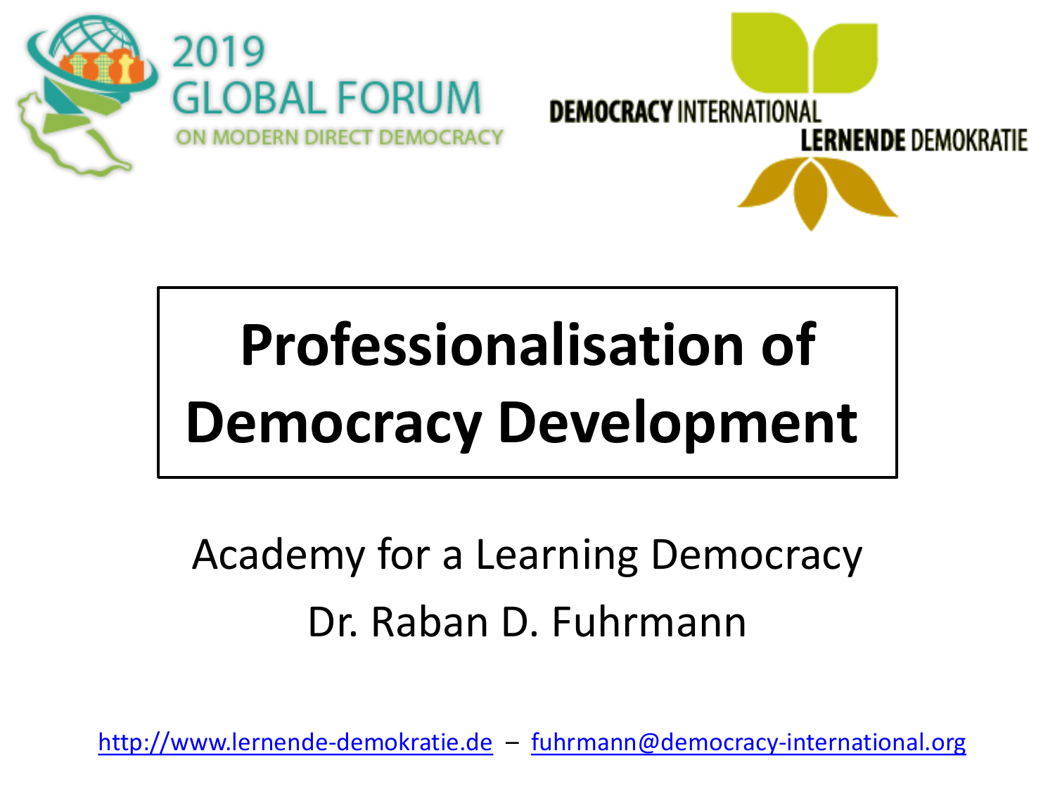2019 GLOBAL FORUM ON MODERN DIRECT DEMOCRACY

DEMOCRACY INTERNATIONAL LERNENDE DEMOKRATIE

# Professionalisation of Democracy Development

Academy for a Learning Democracy

Dr. Raban D. Fuhrmann

http://www.lernende-demokratie.de – fuhrmann@democracy-international.org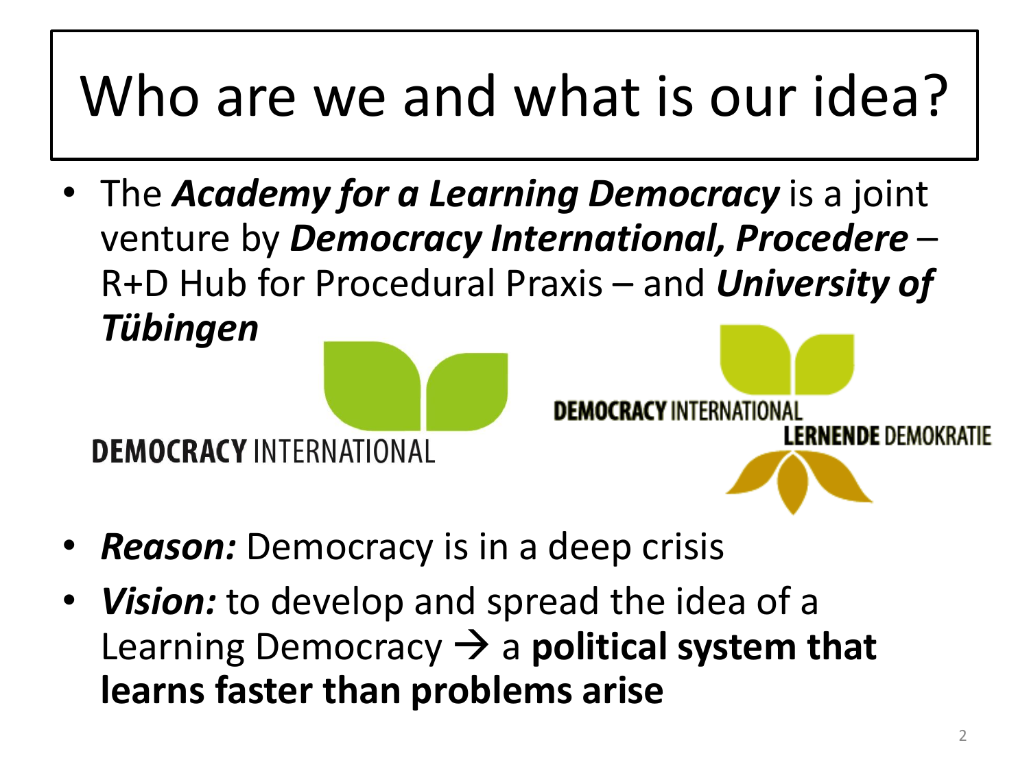# Who are we and what is our idea?

- The ***Academy for a Learning Democracy*** is a joint venture by ***Democracy International, Procedere*** – R+D Hub for Procedural Praxis – and ***University of Tübingen***

DEMOCRACY INTERNATIONAL

DEMOCRACY INTERNATIONAL
LERNENDE DEMOKRATIE

- ***Reason:*** Democracy is in a deep crisis
- ***Vision:*** to develop and spread the idea of a Learning Democracy → a **political system that learns faster than problems arise**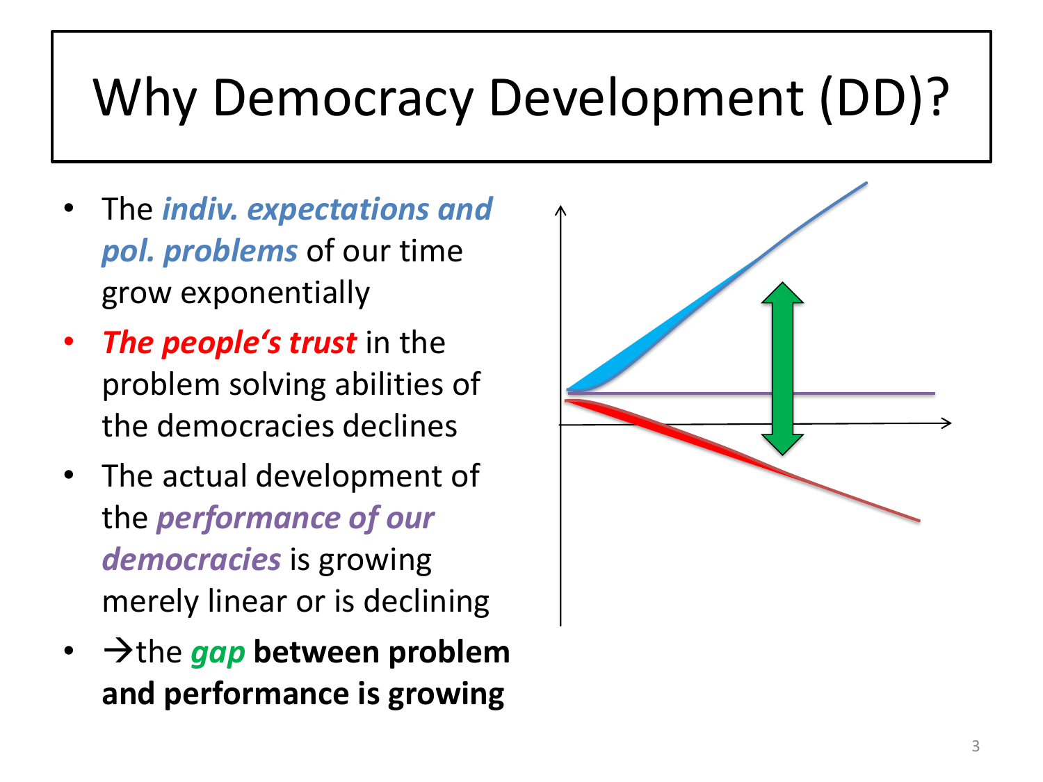# Why Democracy Development (DD)?

- The ***indiv. expectations and pol. problems*** of our time grow exponentially
- ***The people's trust*** in the problem solving abilities of the democracies declines
- The actual development of the ***performance of our democracies*** is growing merely linear or is declining
- →the ***gap*** **between problem and performance is growing**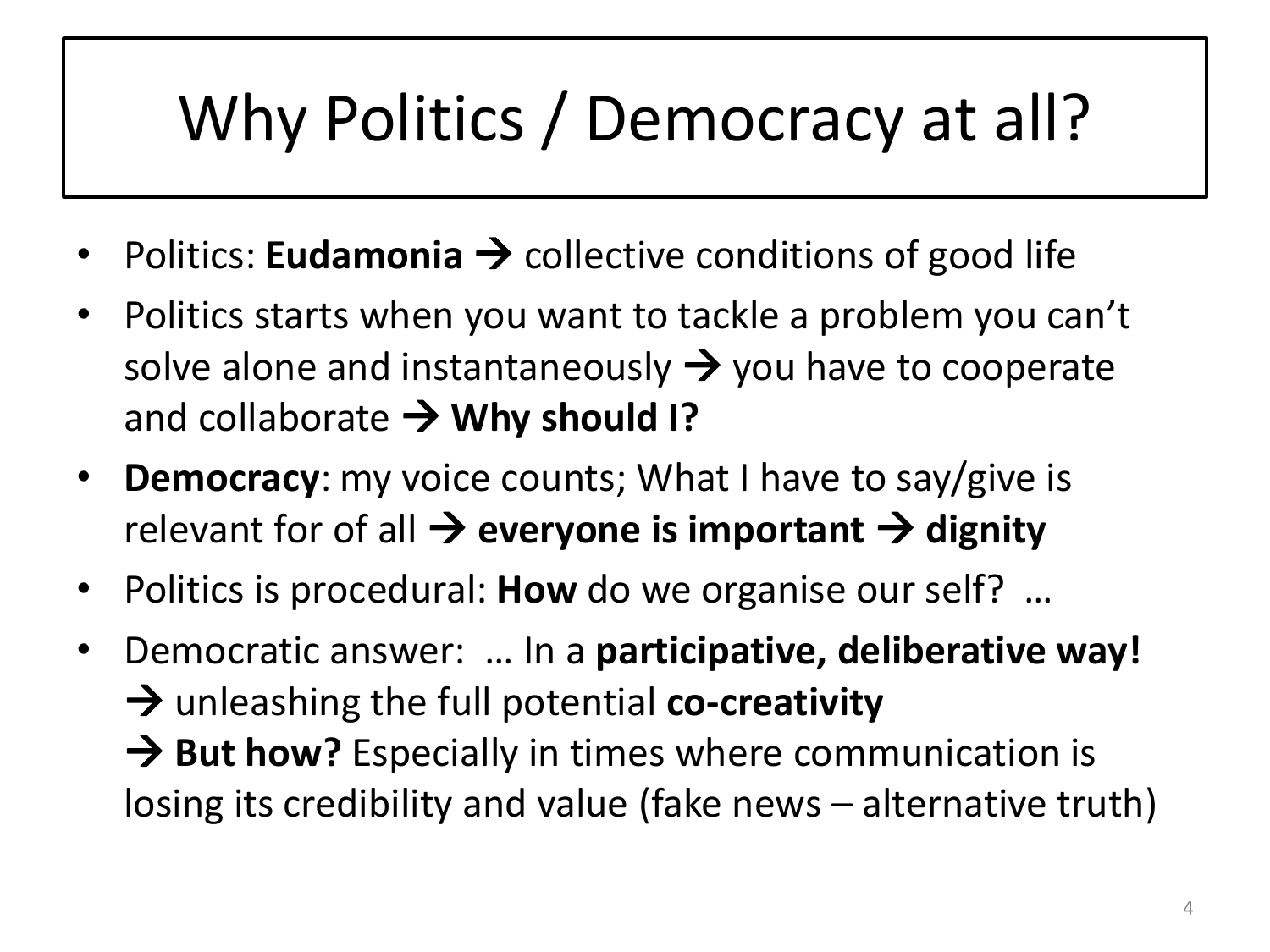# Why Politics / Democracy at all?

- Politics: **Eudamonia** → collective conditions of good life
- Politics starts when you want to tackle a problem you can't solve alone and instantaneously → you have to cooperate and collaborate → **Why should I?**
- **Democracy**: my voice counts; What I have to say/give is relevant for of all → **everyone is important** → **dignity**
- Politics is procedural: **How** do we organise our self? …
- Democratic answer: … In a **participative, deliberative way!** → unleashing the full potential **co-creativity** → **But how?** Especially in times where communication is losing its credibility and value (fake news – alternative truth)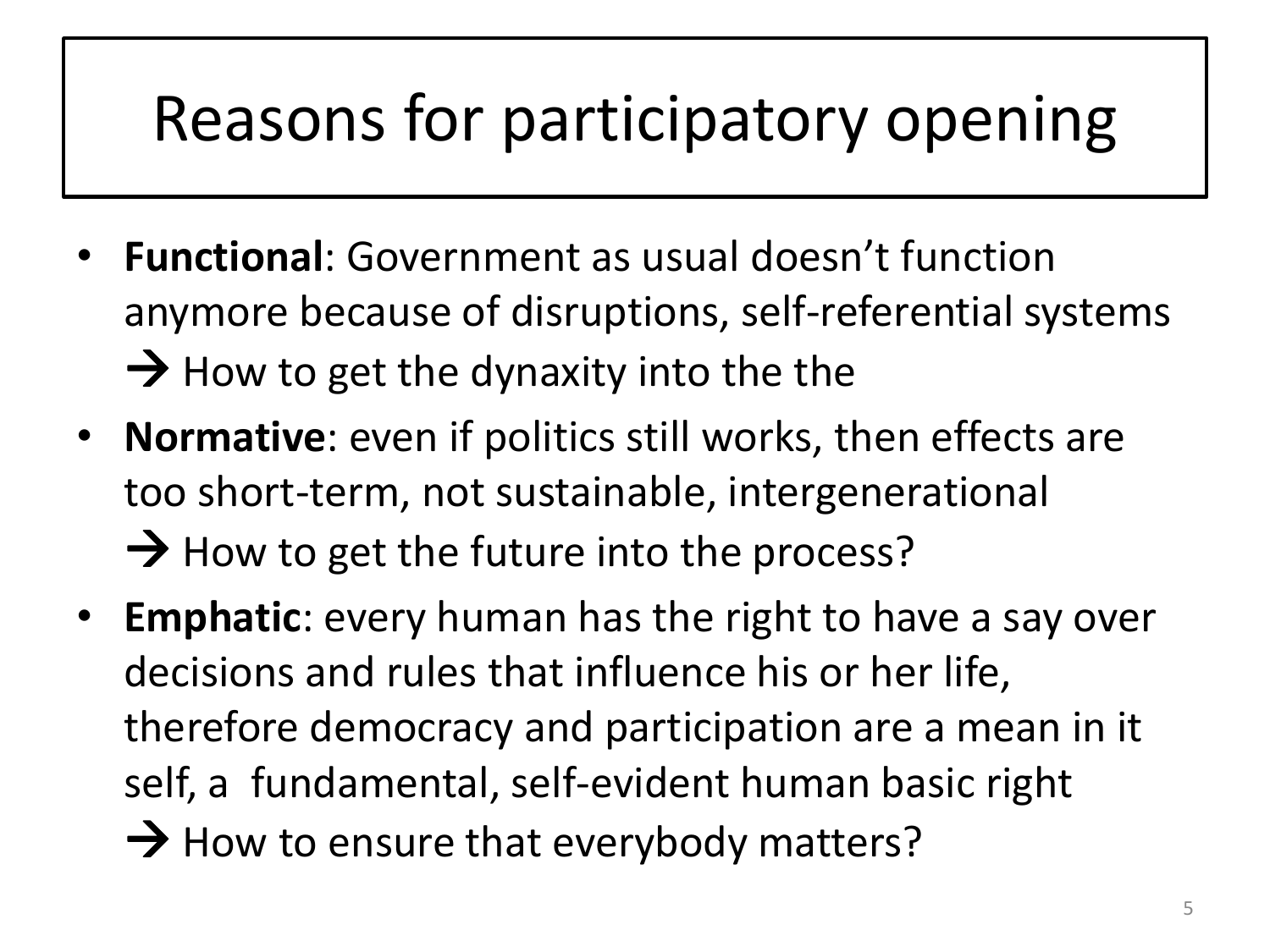# Reasons for participatory opening

- **Functional**: Government as usual doesn't function anymore because of disruptions, self-referential systems
  → How to get the dynaxity into the the
- **Normative**: even if politics still works, then effects are too short-term, not sustainable, intergenerational
  → How to get the future into the process?
- **Emphatic**: every human has the right to have a say over decisions and rules that influence his or her life, therefore democracy and participation are a mean in it self, a fundamental, self-evident human basic right
  → How to ensure that everybody matters?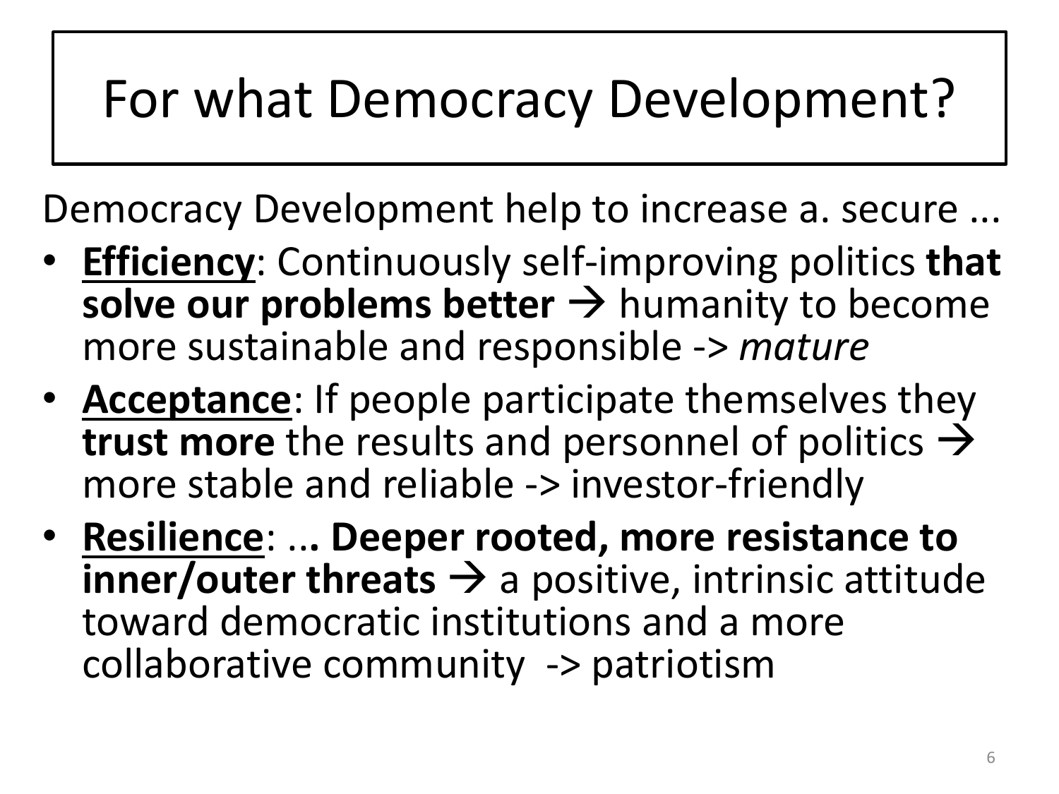# For what Democracy Development?

Democracy Development help to increase a. secure ...

- **Efficiency**: Continuously self-improving politics **that solve our problems better** → humanity to become more sustainable and responsible -> *mature*
- **Acceptance**: If people participate themselves they **trust more** the results and personnel of politics → more stable and reliable -> investor-friendly
- **Resilience**: ... **Deeper rooted, more resistance to inner/outer threats** → a positive, intrinsic attitude toward democratic institutions and a more collaborative community -> patriotism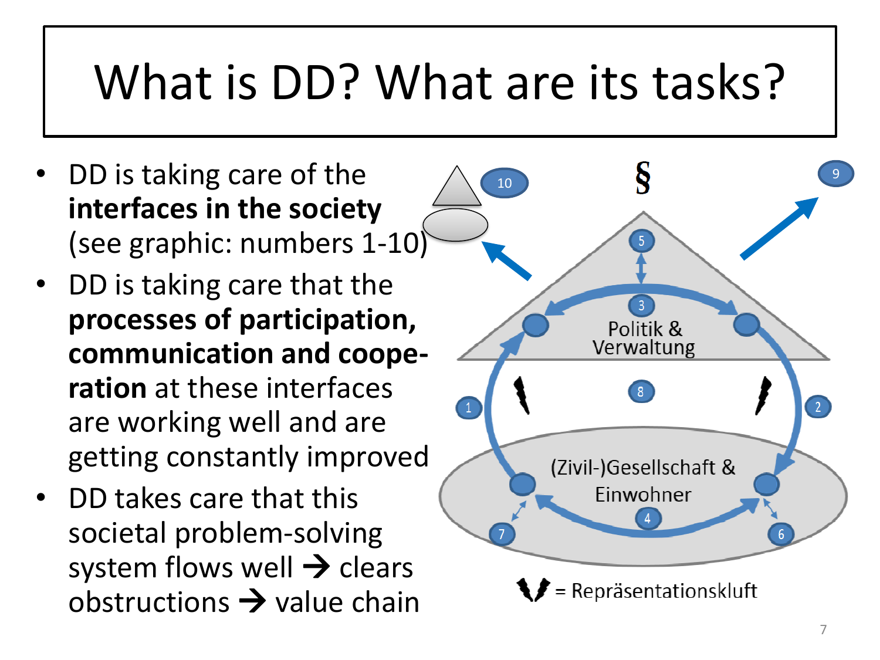# What is DD? What are its tasks?

- DD is taking care of the **interfaces in the society** (see graphic: numbers 1-10)
- DD is taking care that the **processes of participation, communication and coope-ration** at these interfaces are working well and are getting constantly improved
- DD takes care that this societal problem-solving system flows well → clears obstructions → value chain

§

Politik & Verwaltung

(Zivil-)Gesellschaft & Einwohner

= Repräsentationskluft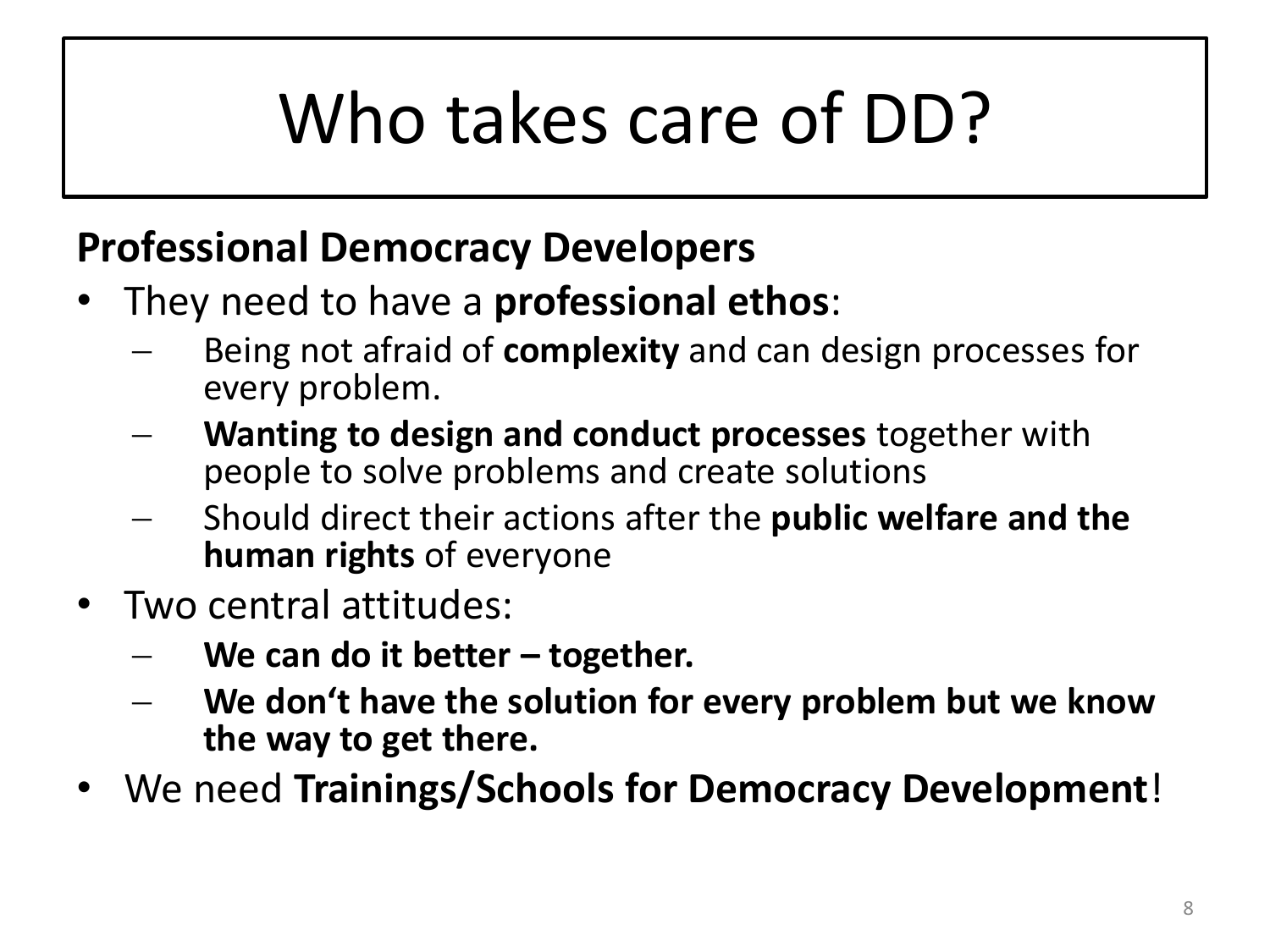# Who takes care of DD?

**Professional Democracy Developers**

- They need to have a **professional ethos**:
  - Being not afraid of **complexity** and can design processes for every problem.
  - **Wanting to design and conduct processes** together with people to solve problems and create solutions
  - Should direct their actions after the **public welfare and the human rights** of everyone
- Two central attitudes:
  - **We can do it better – together.**
  - **We don‘t have the solution for every problem but we know the way to get there.**
- We need **Trainings/Schools for Democracy Development**!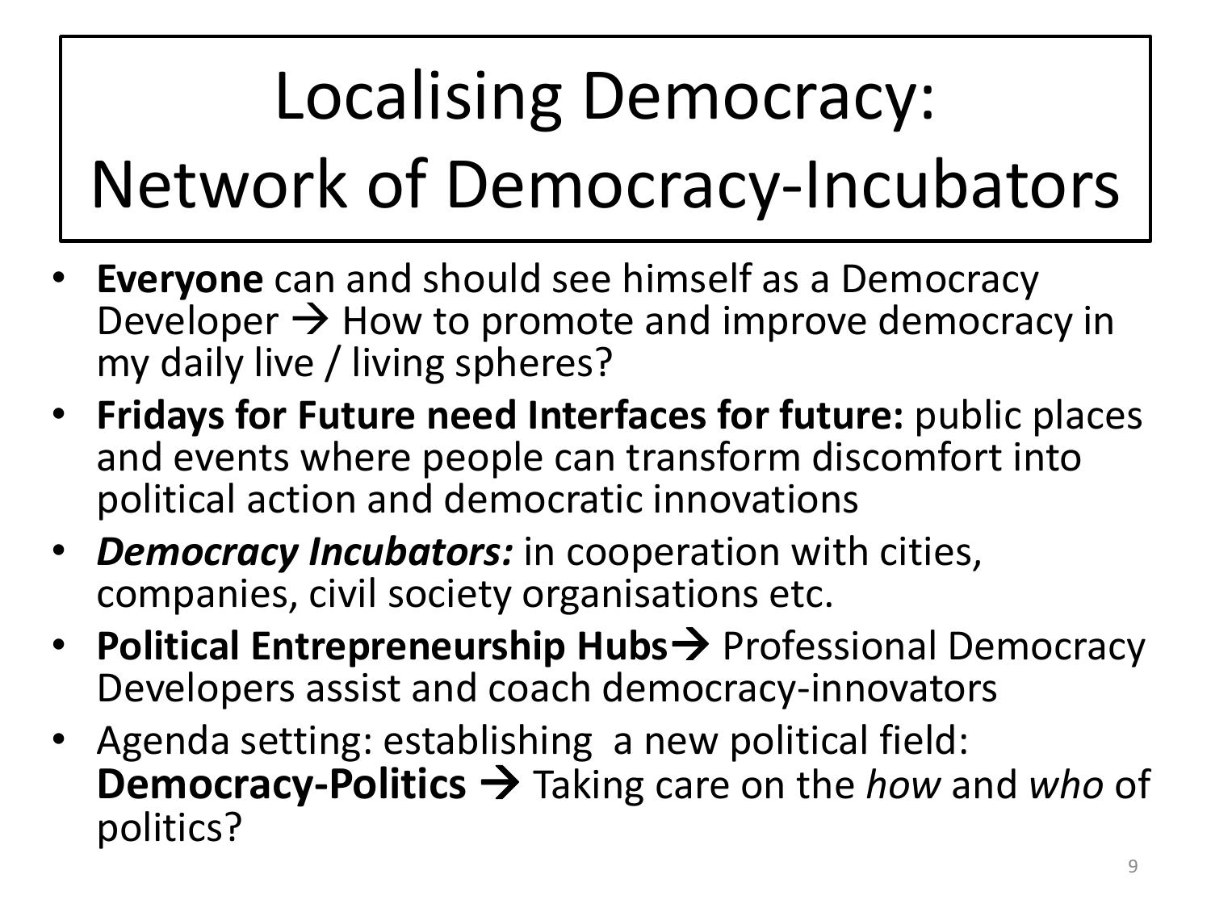# Localising Democracy: Network of Democracy-Incubators

- **Everyone** can and should see himself as a Democracy Developer → How to promote and improve democracy in my daily live / living spheres?
- **Fridays for Future need Interfaces for future:** public places and events where people can transform discomfort into political action and democratic innovations
- ***Democracy Incubators:*** in cooperation with cities, companies, civil society organisations etc.
- **Political Entrepreneurship Hubs**→ Professional Democracy Developers assist and coach democracy-innovators
- Agenda setting: establishing a new political field: **Democracy-Politics** → Taking care on the *how* and *who* of politics?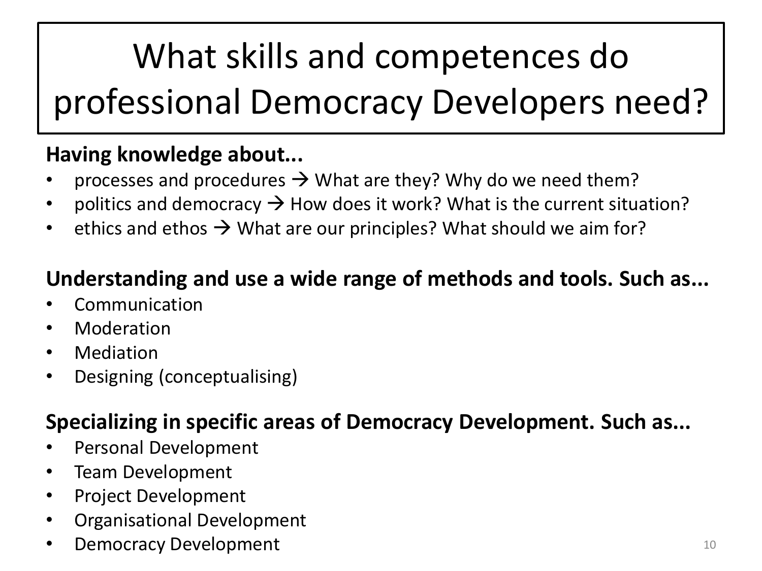# What skills and competences do professional Democracy Developers need?

**Having knowledge about...**

- processes and procedures → What are they? Why do we need them?
- politics and democracy → How does it work? What is the current situation?
- ethics and ethos → What are our principles? What should we aim for?

**Understanding and use a wide range of methods and tools. Such as...**

- Communication
- Moderation
- Mediation
- Designing (conceptualising)

**Specializing in specific areas of Democracy Development. Such as...**

- Personal Development
- Team Development
- Project Development
- Organisational Development
- Democracy Development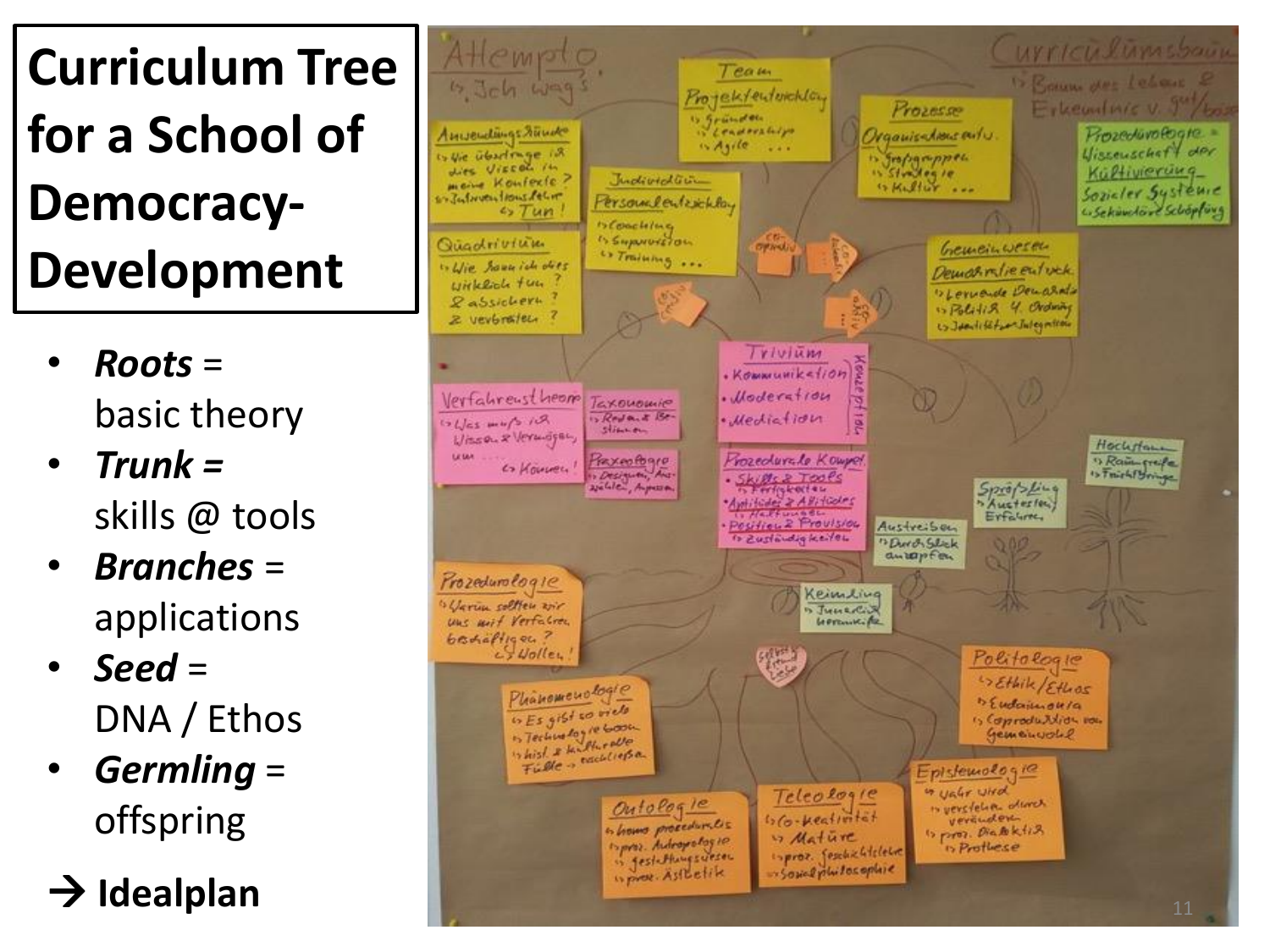# Curriculum Tree for a School of Democracy-Development

- ***Roots*** = basic theory
- ***Trunk*** = skills @ tools
- ***Branches*** = applications
- ***Seed*** = DNA / Ethos
- ***Germling*** = offspring

→ **Idealplan**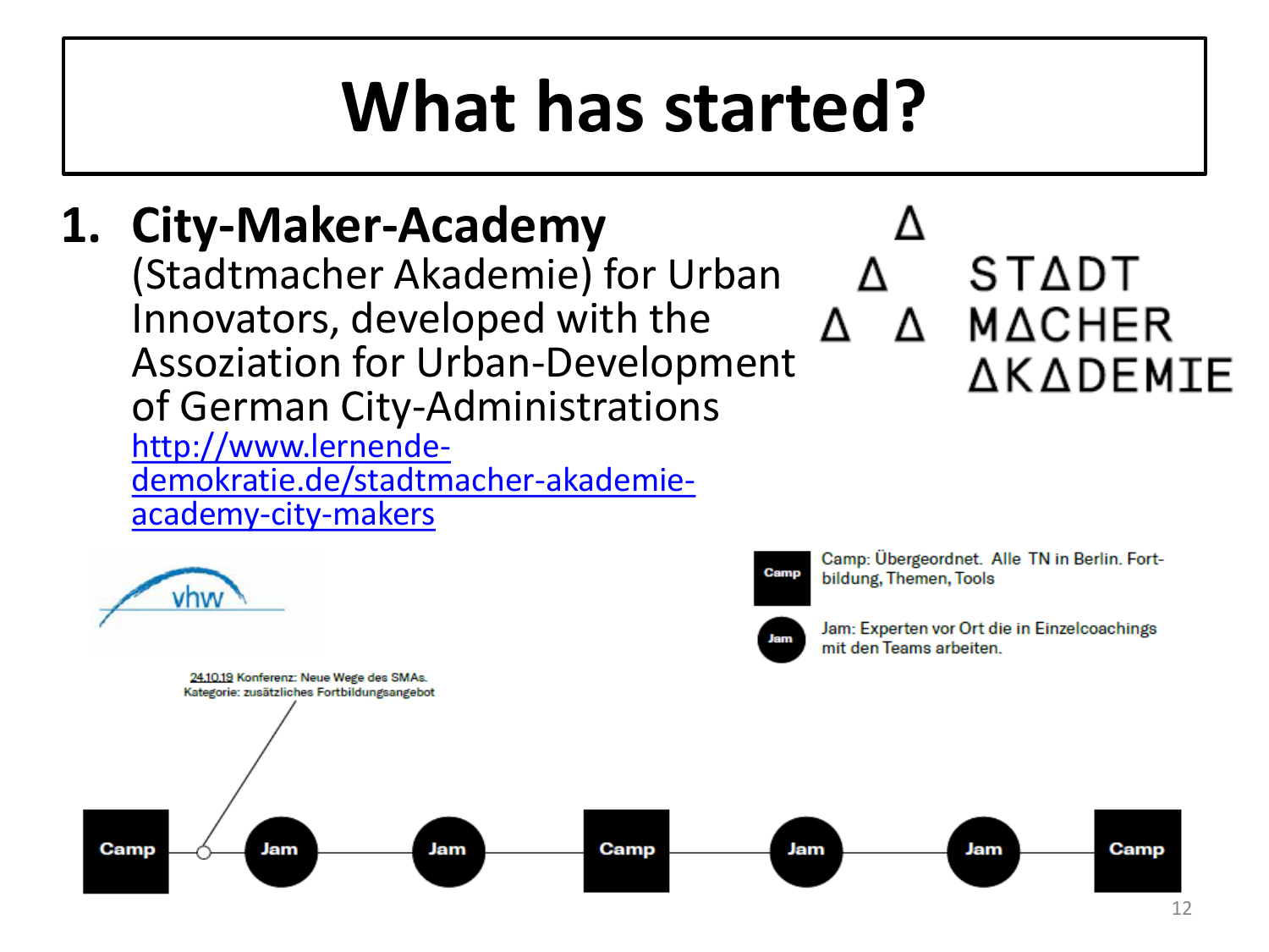# What has started?

1. **City-Maker-Academy**
   (Stadtmacher Akademie) for Urban Innovators, developed with the Assoziation for Urban-Development of German City-Administrations
   [http://www.lernende-demokratie.de/stadtmacher-akademie-academy-city-makers](http://www.lernende-demokratie.de/stadtmacher-akademie-academy-city-makers)

STADT MACHER AKADEMIE

vhw

Camp: Übergeordnet. Alle TN in Berlin. Fortbildung, Themen, Tools

Jam: Experten vor Ort die in Einzelcoachings mit den Teams arbeiten.

24.10.19 Konferenz: Neue Wege des SMAs. Kategorie: zusätzliches Fortbildungsangebot

Camp — Jam — Jam — Camp — Jam — Jam — Camp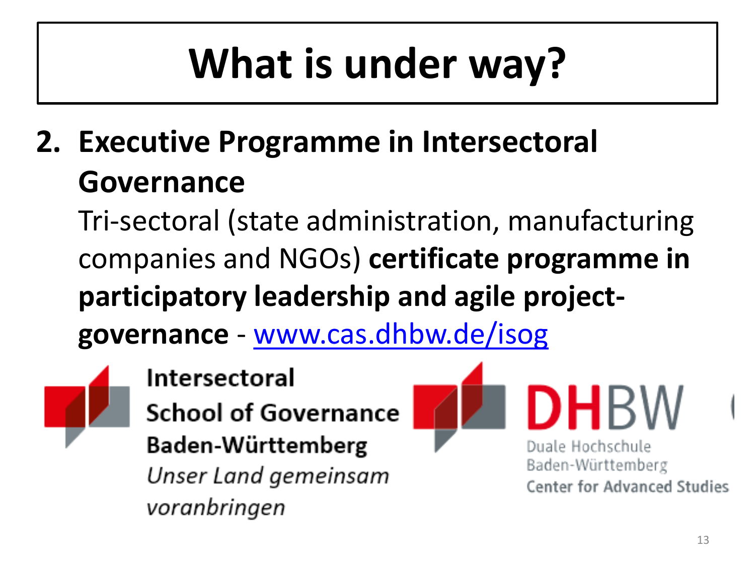# What is under way?

2. **Executive Programme in Intersectoral Governance**

   Tri-sectoral (state administration, manufacturing companies and NGOs) **certificate programme in participatory leadership and agile project-governance** - [www.cas.dhbw.de/isog](http://www.cas.dhbw.de/isog)

**Intersectoral School of Governance Baden-Württemberg**

*Unser Land gemeinsam voranbringen*

**DHBW**

Duale Hochschule Baden-Württemberg

Center for Advanced Studies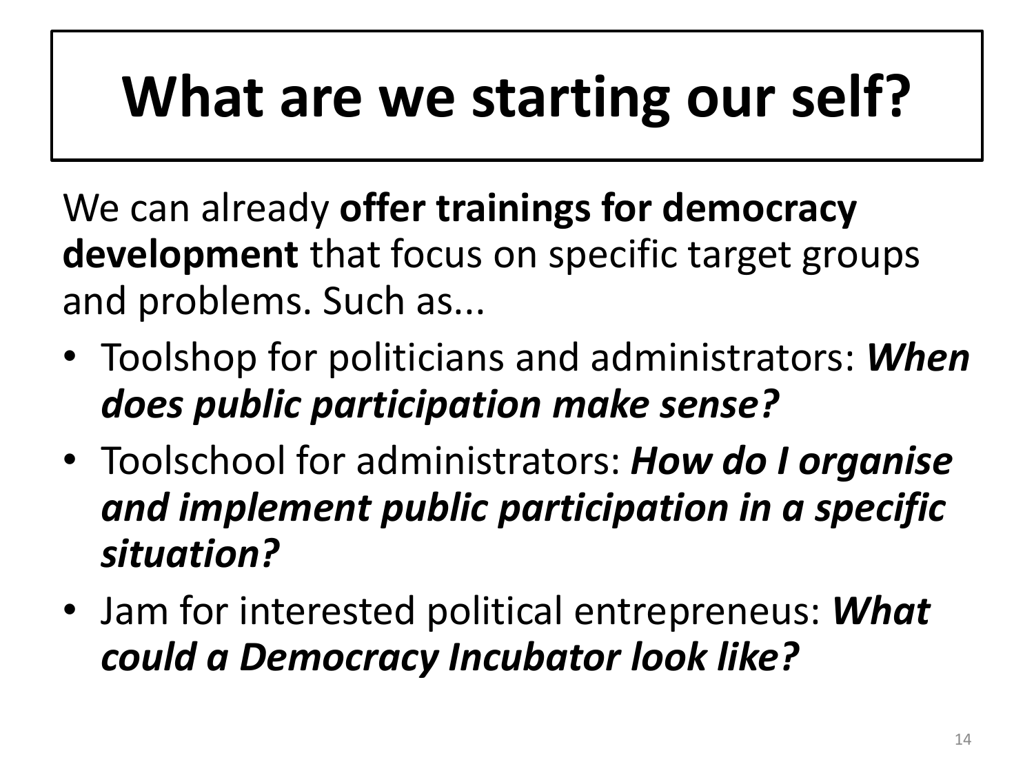# What are we starting our self?

We can already **offer trainings for democracy development** that focus on specific target groups and problems. Such as...

- Toolshop for politicians and administrators: ***When does public participation make sense?***
- Toolschool for administrators: ***How do I organise and implement public participation in a specific situation?***
- Jam for interested political entrepreneus: ***What could a Democracy Incubator look like?***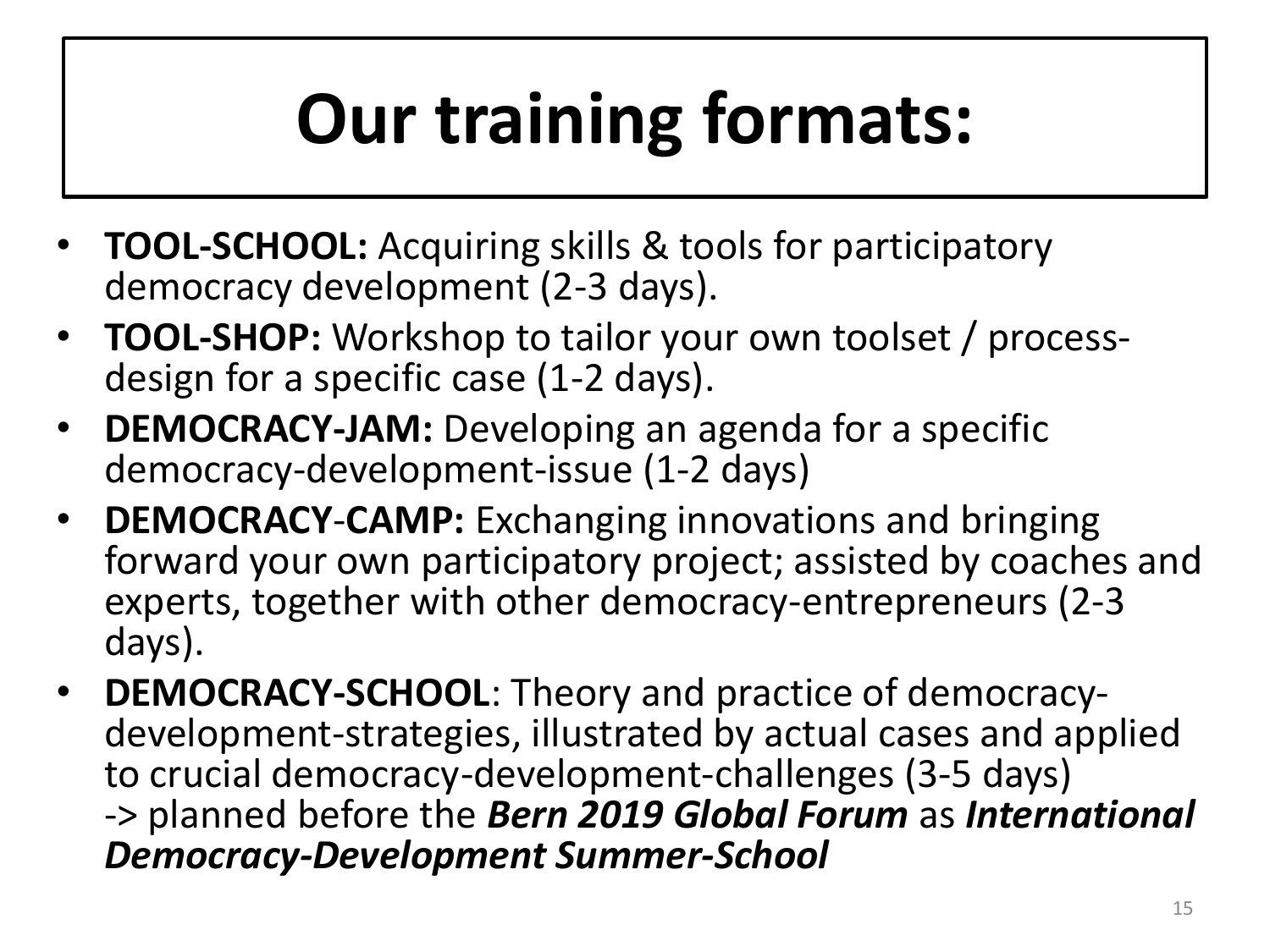# Our training formats:

- **TOOL-SCHOOL:** Acquiring skills & tools for participatory democracy development (2-3 days).
- **TOOL-SHOP:** Workshop to tailor your own toolset / process-design for a specific case (1-2 days).
- **DEMOCRACY-JAM:** Developing an agenda for a specific democracy-development-issue (1-2 days)
- **DEMOCRACY-CAMP:** Exchanging innovations and bringing forward your own participatory project; assisted by coaches and experts, together with other democracy-entrepreneurs (2-3 days).
- **DEMOCRACY-SCHOOL**: Theory and practice of democracy-development-strategies, illustrated by actual cases and applied to crucial democracy-development-challenges (3-5 days)
  -> planned before the ***Bern 2019 Global Forum*** as ***International Democracy-Development Summer-School***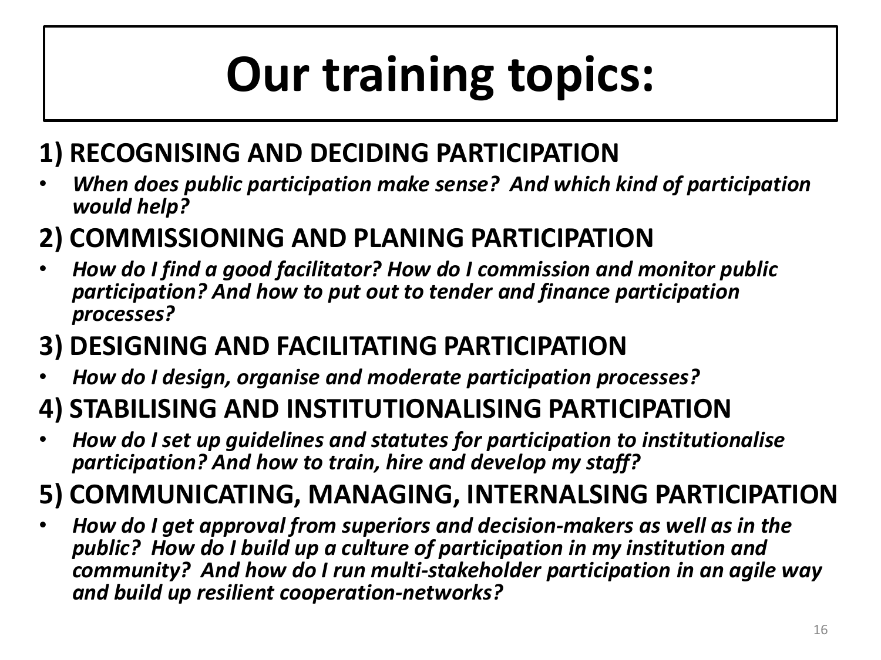# Our training topics:

## 1) RECOGNISING AND DECIDING PARTICIPATION

- ***When does public participation make sense? And which kind of participation would help?***

## 2) COMMISSIONING AND PLANING PARTICIPATION

- ***How do I find a good facilitator? How do I commission and monitor public participation? And how to put out to tender and finance participation processes?***

## 3) DESIGNING AND FACILITATING PARTICIPATION

- ***How do I design, organise and moderate participation processes?***

## 4) STABILISING AND INSTITUTIONALISING PARTICIPATION

- ***How do I set up guidelines and statutes for participation to institutionalise participation? And how to train, hire and develop my staff?***

## 5) COMMUNICATING, MANAGING, INTERNALSING PARTICIPATION

- ***How do I get approval from superiors and decision-makers as well as in the public? How do I build up a culture of participation in my institution and community? And how do I run multi-stakeholder participation in an agile way and build up resilient cooperation-networks?***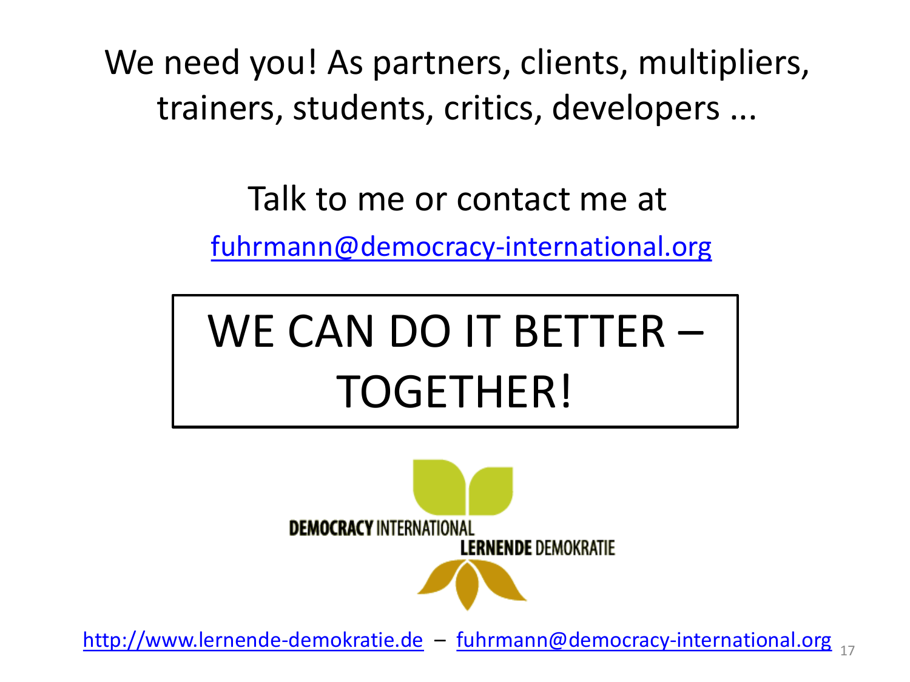We need you! As partners, clients, multipliers, trainers, students, critics, developers ...

Talk to me or contact me at

fuhrmann@democracy-international.org

**WE CAN DO IT BETTER – TOGETHER!**

DEMOCRACY INTERNATIONAL
LERNENDE DEMOKRATIE

http://www.lernende-demokratie.de – fuhrmann@democracy-international.org